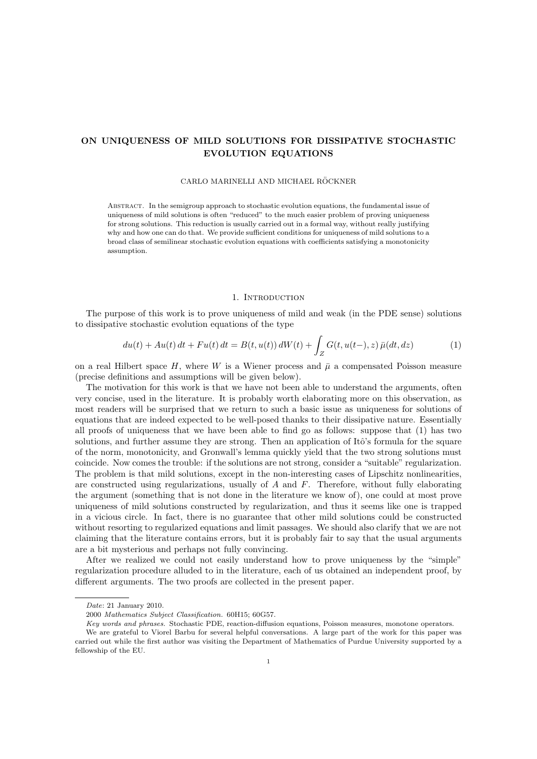# ON UNIQUENESS OF MILD SOLUTIONS FOR DISSIPATIVE STOCHASTIC EVOLUTION EQUATIONS

CARLO MARINELLI AND MICHAEL RÖCKNER

Abstract. In the semigroup approach to stochastic evolution equations, the fundamental issue of uniqueness of mild solutions is often "reduced" to the much easier problem of proving uniqueness for strong solutions. This reduction is usually carried out in a formal way, without really justifying why and how one can do that. We provide sufficient conditions for uniqueness of mild solutions to a broad class of semilinear stochastic evolution equations with coefficients satisfying a monotonicity assumption.

## 1. Introduction

The purpose of this work is to prove uniqueness of mild and weak (in the PDE sense) solutions to dissipative stochastic evolution equations of the type

$$du(t) + Au(t)\,dt + Fu(t)\,dt = B(t,u(t))\,dW(t) + \int_Z G(t,u(t-),z)\,\bar{\mu}(dt,dz) \tag{1}$$

on a real Hilbert space $H$, where $W$ is a Wiener process and $\bar{\mu}$ a compensated Poisson measure (precise definitions and assumptions will be given below).

The motivation for this work is that we have not been able to understand the arguments, often very concise, used in the literature. It is probably worth elaborating more on this observation, as most readers will be surprised that we return to such a basic issue as uniqueness for solutions of equations that are indeed expected to be well-posed thanks to their dissipative nature. Essentially all proofs of uniqueness that we have been able to find go as follows: suppose that (1) has two solutions, and further assume they are strong. Then an application of Itô's formula for the square of the norm, monotonicity, and Gronwall's lemma quickly yield that the two strong solutions must coincide. Now comes the trouble: if the solutions are not strong, consider a "suitable" regularization. The problem is that mild solutions, except in the non-interesting cases of Lipschitz nonlinearities, are constructed using regularizations, usually of $A$ and $F$. Therefore, without fully elaborating the argument (something that is not done in the literature we know of), one could at most prove uniqueness of mild solutions constructed by regularization, and thus it seems like one is trapped in a vicious circle. In fact, there is no guarantee that other mild solutions could be constructed without resorting to regularized equations and limit passages. We should also clarify that we are not claiming that the literature contains errors, but it is probably fair to say that the usual arguments are a bit mysterious and perhaps not fully convincing.

After we realized we could not easily understand how to prove uniqueness by the "simple" regularization procedure alluded to in the literature, each of us obtained an independent proof, by different arguments. The two proofs are collected in the present paper.

---

*Date*: 21 January 2010.

2000 *Mathematics Subject Classification.* 60H15; 60G57.

*Key words and phrases.* Stochastic PDE, reaction-diffusion equations, Poisson measures, monotone operators.

We are grateful to Viorel Barbu for several helpful conversations. A large part of the work for this paper was carried out while the first author was visiting the Department of Mathematics of Purdue University supported by a fellowship of the EU.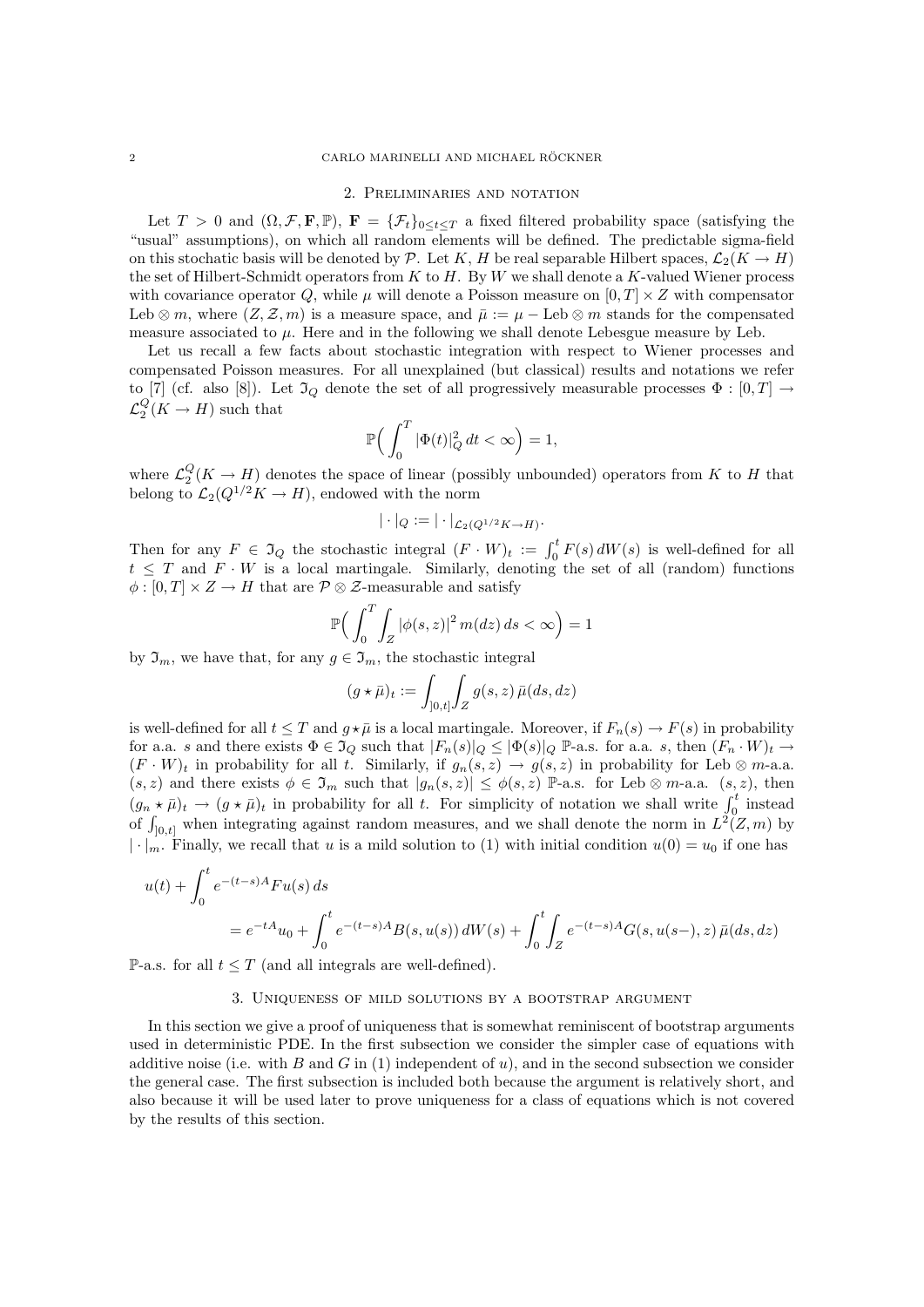## 2. Preliminaries and notation

Let $T > 0$ and $(\Omega, \mathcal{F}, \mathbf{F}, \mathbb{P})$, $\mathbf{F} = \{\mathcal{F}_t\}_{0 \leq t \leq T}$ a fixed filtered probability space (satisfying the "usual" assumptions), on which all random elements will be defined. The predictable sigma-field on this stochatic basis will be denoted by $\mathcal{P}$. Let $K$, $H$ be real separable Hilbert spaces, $\mathcal{L}_2(K \to H)$ the set of Hilbert-Schmidt operators from $K$ to $H$. By $W$ we shall denote a $K$-valued Wiener process with covariance operator $Q$, while $\mu$ will denote a Poisson measure on $[0, T] \times Z$ with compensator $\mathrm{Leb} \otimes m$, where $(Z, \mathcal{Z}, m)$ is a measure space, and $\bar{\mu} := \mu - \mathrm{Leb} \otimes m$ stands for the compensated measure associated to $\mu$. Here and in the following we shall denote Lebesgue measure by Leb.

Let us recall a few facts about stochastic integration with respect to Wiener processes and compensated Poisson measures. For all unexplained (but classical) results and notations we refer to [7] (cf. also [8]). Let $\mathfrak{I}_Q$ denote the set of all progressively measurable processes $\Phi : [0, T] \to \mathcal{L}_2^Q(K \to H)$ such that

$$\mathbb{P}\Big( \int_0^T |\Phi(t)|_Q^2 \, dt < \infty \Big) = 1,$$

where $\mathcal{L}_2^Q(K \to H)$ denotes the space of linear (possibly unbounded) operators from $K$ to $H$ that belong to $\mathcal{L}_2(Q^{1/2}K \to H)$, endowed with the norm

$$|\cdot|_Q := |\cdot|_{\mathcal{L}_2(Q^{1/2}K \to H)}.$$

Then for any $F \in \mathfrak{I}_Q$ the stochastic integral $(F \cdot W)_t := \int_0^t F(s)\, dW(s)$ is well-defined for all $t \leq T$ and $F \cdot W$ is a local martingale. Similarly, denoting the set of all (random) functions $\phi : [0, T] \times Z \to H$ that are $\mathcal{P} \otimes \mathcal{Z}$-measurable and satisfy

$$\mathbb{P}\Big( \int_0^T \int_Z |\phi(s, z)|^2 \, m(dz)\, ds < \infty \Big) = 1$$

by $\mathfrak{I}_m$, we have that, for any $g \in \mathfrak{I}_m$, the stochastic integral

$$(g \star \bar{\mu})_t := \int_{]0,t]} \int_Z g(s, z)\, \bar{\mu}(ds, dz)$$

is well-defined for all $t \leq T$ and $g \star \bar{\mu}$ is a local martingale. Moreover, if $F_n(s) \to F(s)$ in probability for a.a. $s$ and there exists $\Phi \in \mathfrak{I}_Q$ such that $|F_n(s)|_Q \leq |\Phi(s)|_Q$ $\mathbb{P}$-a.s. for a.a. $s$, then $(F_n \cdot W)_t \to (F \cdot W)_t$ in probability for all $t$. Similarly, if $g_n(s, z) \to g(s, z)$ in probability for $\mathrm{Leb} \otimes m$-a.a. $(s, z)$ and there exists $\phi \in \mathfrak{I}_m$ such that $|g_n(s, z)| \leq \phi(s, z)$ $\mathbb{P}$-a.s. for $\mathrm{Leb} \otimes m$-a.a. $(s, z)$, then $(g_n \star \bar{\mu})_t \to (g \star \bar{\mu})_t$ in probability for all $t$. For simplicity of notation we shall write $\int_0^t$ instead of $\int_{]0,t]}$ when integrating against random measures, and we shall denote the norm in $L^2(Z, m)$ by $|\cdot|_m$. Finally, we recall that $u$ is a mild solution to (1) with initial condition $u(0) = u_0$ if one has

$$\begin{aligned} u(t) &+ \int_0^t e^{-(t-s)A} F u(s)\, ds \\ &= e^{-tA} u_0 + \int_0^t e^{-(t-s)A} B(s, u(s))\, dW(s) + \int_0^t \int_Z e^{-(t-s)A} G(s, u(s-), z)\, \bar{\mu}(ds, dz) \end{aligned}$$

$\mathbb{P}$-a.s. for all $t \leq T$ (and all integrals are well-defined).

## 3. Uniqueness of mild solutions by a bootstrap argument

In this section we give a proof of uniqueness that is somewhat reminiscent of bootstrap arguments used in deterministic PDE. In the first subsection we consider the simpler case of equations with additive noise (i.e. with $B$ and $G$ in (1) independent of $u$), and in the second subsection we consider the general case. The first subsection is included both because the argument is relatively short, and also because it will be used later to prove uniqueness for a class of equations which is not covered by the results of this section.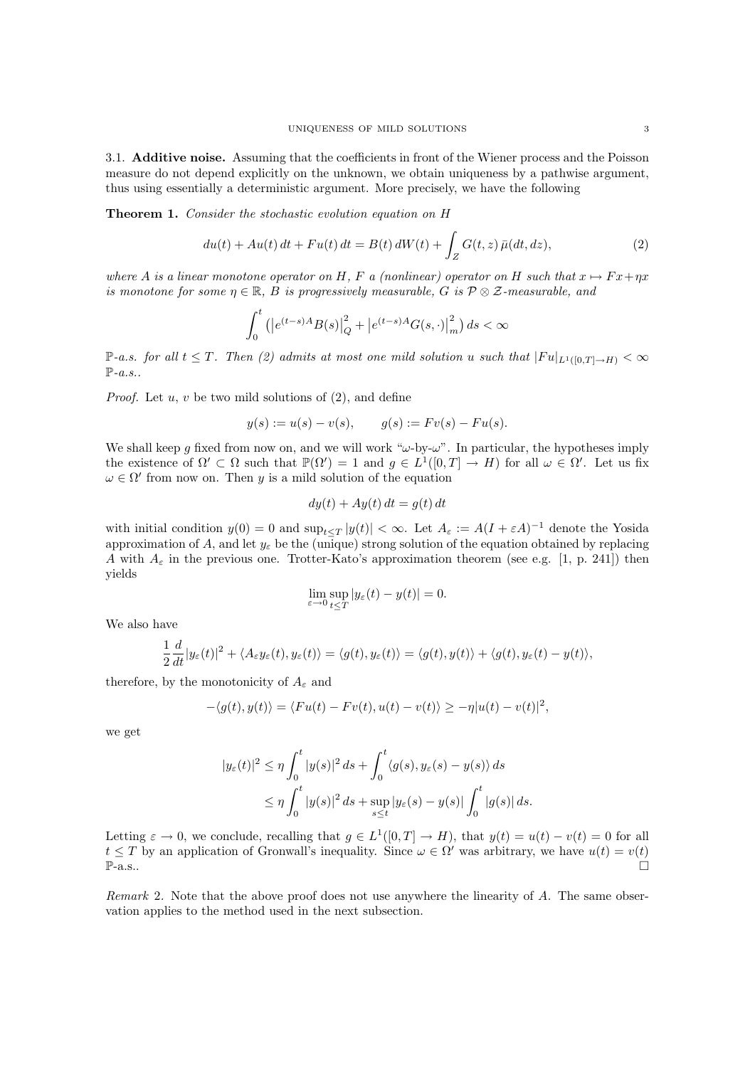### 3.1. **Additive noise.**

Assuming that the coefficients in front of the Wiener process and the Poisson measure do not depend explicitly on the unknown, we obtain uniqueness by a pathwise argument, thus using essentially a deterministic argument. More precisely, we have the following

**Theorem 1.** *Consider the stochastic evolution equation on $H$*

$$du(t) + Au(t)\,dt + Fu(t)\,dt = B(t)\,dW(t) + \int_Z G(t,z)\,\bar{\mu}(dt,dz), \tag{2}$$

*where $A$ is a linear monotone operator on $H$, $F$ a (nonlinear) operator on $H$ such that $x \mapsto Fx + \eta x$ is monotone for some $\eta \in \mathbb{R}$, $B$ is progressively measurable, $G$ is $\mathcal{P} \otimes \mathcal{Z}$-measurable, and*

$$\int_0^t \left( \left| e^{(t-s)A} B(s) \right|_Q^2 + \left| e^{(t-s)A} G(s,\cdot) \right|_m^2 \right) ds < \infty$$

*$\mathbb{P}$-a.s. for all $t \le T$. Then (2) admits at most one mild solution $u$ such that $|Fu|_{L^1([0,T]\to H)} < \infty$ $\mathbb{P}$-a.s..*

*Proof.* Let $u$, $v$ be two mild solutions of (2), and define

$$y(s) := u(s) - v(s), \qquad g(s) := Fv(s) - Fu(s).$$

We shall keep $g$ fixed from now on, and we will work "$\omega$-by-$\omega$". In particular, the hypotheses imply the existence of $\Omega' \subset \Omega$ such that $\mathbb{P}(\Omega') = 1$ and $g \in L^1([0,T] \to H)$ for all $\omega \in \Omega'$. Let us fix $\omega \in \Omega'$ from now on. Then $y$ is a mild solution of the equation

$$dy(t) + Ay(t)\,dt = g(t)\,dt$$

with initial condition $y(0) = 0$ and $\sup_{t \le T} |y(t)| < \infty$. Let $A_\varepsilon := A(I + \varepsilon A)^{-1}$ denote the Yosida approximation of $A$, and let $y_\varepsilon$ be the (unique) strong solution of the equation obtained by replacing $A$ with $A_\varepsilon$ in the previous one. Trotter-Kato's approximation theorem (see e.g. [1, p. 241]) then yields

$$\lim_{\varepsilon \to 0} \sup_{t \le T} |y_\varepsilon(t) - y(t)| = 0.$$

We also have

$$\frac{1}{2}\frac{d}{dt}|y_\varepsilon(t)|^2 + \langle A_\varepsilon y_\varepsilon(t), y_\varepsilon(t) \rangle = \langle g(t), y_\varepsilon(t) \rangle = \langle g(t), y(t) \rangle + \langle g(t), y_\varepsilon(t) - y(t) \rangle,$$

therefore, by the monotonicity of $A_\varepsilon$ and

$$-\langle g(t), y(t) \rangle = \langle Fu(t) - Fv(t), u(t) - v(t) \rangle \ge -\eta |u(t) - v(t)|^2,$$

we get

$$\begin{aligned}
|y_\varepsilon(t)|^2 &\le \eta \int_0^t |y(s)|^2\,ds + \int_0^t \langle g(s), y_\varepsilon(s) - y(s) \rangle\,ds \\
&\le \eta \int_0^t |y(s)|^2\,ds + \sup_{s \le t} |y_\varepsilon(s) - y(s)| \int_0^t |g(s)|\,ds.
\end{aligned}$$

Letting $\varepsilon \to 0$, we conclude, recalling that $g \in L^1([0,T] \to H)$, that $y(t) = u(t) - v(t) = 0$ for all $t \le T$ by an application of Gronwall's inequality. Since $\omega \in \Omega'$ was arbitrary, we have $u(t) = v(t)$ $\mathbb{P}$-a.s.. □

*Remark* 2. Note that the above proof does not use anywhere the linearity of $A$. The same observation applies to the method used in the next subsection.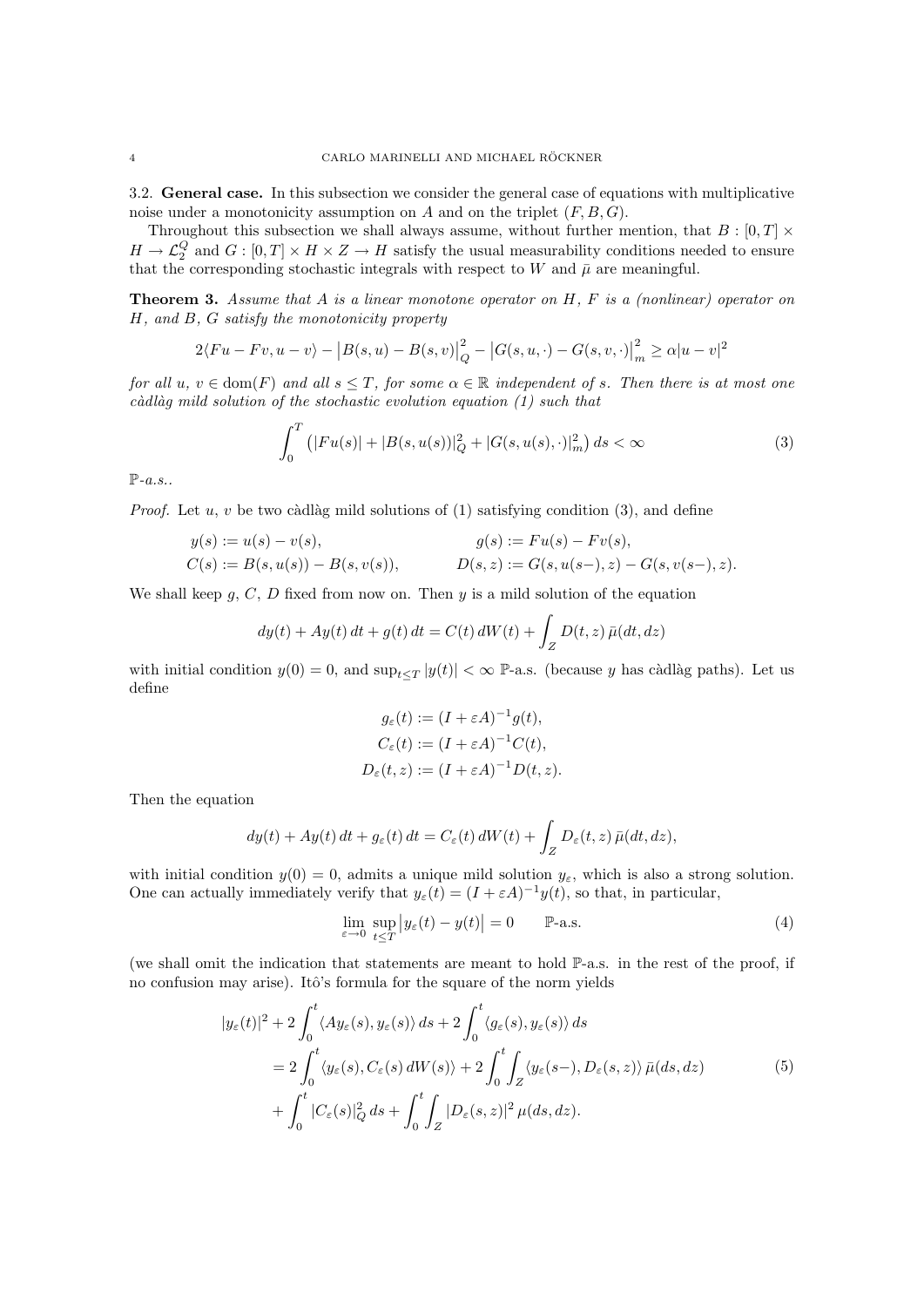### 3.2. General case.

In this subsection we consider the general case of equations with multiplicative noise under a monotonicity assumption on $A$ and on the triplet $(F, B, G)$.

Throughout this subsection we shall always assume, without further mention, that $B : [0, T] \times H \to \mathcal{L}_2^Q$ and $G : [0, T] \times H \times Z \to H$ satisfy the usual measurability conditions needed to ensure that the corresponding stochastic integrals with respect to $W$ and $\bar{\mu}$ are meaningful.

**Theorem 3.** *Assume that $A$ is a linear monotone operator on $H$, $F$ is a (nonlinear) operator on $H$, and $B$, $G$ satisfy the monotonicity property*

$$2\langle Fu - Fv, u - v\rangle - \big|B(s,u) - B(s,v)\big|_Q^2 - \big|G(s,u,\cdot) - G(s,v,\cdot)\big|_m^2 \geq \alpha |u - v|^2$$

*for all $u$, $v \in \mathrm{dom}(F)$ and all $s \leq T$, for some $\alpha \in \mathbb{R}$ independent of $s$. Then there is at most one càdlàg mild solution of the stochastic evolution equation (1) such that*

$$\int_0^T \big( |Fu(s)| + |B(s,u(s))|_Q^2 + |G(s,u(s),\cdot)|_m^2 \big)\, ds < \infty \tag{3}$$

*$\mathbb{P}$-a.s..*

*Proof.* Let $u$, $v$ be two càdlàg mild solutions of (1) satisfying condition (3), and define

$$y(s) := u(s) - v(s), \qquad g(s) := Fu(s) - Fv(s),$$
$$C(s) := B(s,u(s)) - B(s,v(s)), \qquad D(s,z) := G(s,u(s-),z) - G(s,v(s-),z).$$

We shall keep $g$, $C$, $D$ fixed from now on. Then $y$ is a mild solution of the equation

$$dy(t) + Ay(t)\,dt + g(t)\,dt = C(t)\,dW(t) + \int_Z D(t,z)\,\bar{\mu}(dt,dz)$$

with initial condition $y(0) = 0$, and $\sup_{t\leq T} |y(t)| < \infty$ $\mathbb{P}$-a.s. (because $y$ has càdlàg paths). Let us define

$$g_\varepsilon(t) := (I + \varepsilon A)^{-1} g(t),$$
$$C_\varepsilon(t) := (I + \varepsilon A)^{-1} C(t),$$
$$D_\varepsilon(t,z) := (I + \varepsilon A)^{-1} D(t,z).$$

Then the equation

$$dy(t) + Ay(t)\,dt + g_\varepsilon(t)\,dt = C_\varepsilon(t)\,dW(t) + \int_Z D_\varepsilon(t,z)\,\bar{\mu}(dt,dz),$$

with initial condition $y(0) = 0$, admits a unique mild solution $y_\varepsilon$, which is also a strong solution. One can actually immediately verify that $y_\varepsilon(t) = (I + \varepsilon A)^{-1} y(t)$, so that, in particular,

$$\lim_{\varepsilon \to 0} \sup_{t \leq T} \big| y_\varepsilon(t) - y(t) \big| = 0 \qquad \mathbb{P}\text{-a.s.} \tag{4}$$

(we shall omit the indication that statements are meant to hold $\mathbb{P}$-a.s. in the rest of the proof, if no confusion may arise). Itô's formula for the square of the norm yields

$$\begin{aligned}
|y_\varepsilon(t)|^2 &+ 2\int_0^t \langle Ay_\varepsilon(s), y_\varepsilon(s)\rangle\, ds + 2\int_0^t \langle g_\varepsilon(s), y_\varepsilon(s)\rangle\, ds \\
&= 2\int_0^t \langle y_\varepsilon(s), C_\varepsilon(s)\, dW(s)\rangle + 2\int_0^t \int_Z \langle y_\varepsilon(s-), D_\varepsilon(s,z)\rangle\, \bar{\mu}(ds,dz) \\
&+ \int_0^t |C_\varepsilon(s)|_Q^2\, ds + \int_0^t \int_Z |D_\varepsilon(s,z)|^2\, \mu(ds,dz).
\end{aligned} \tag{5}$$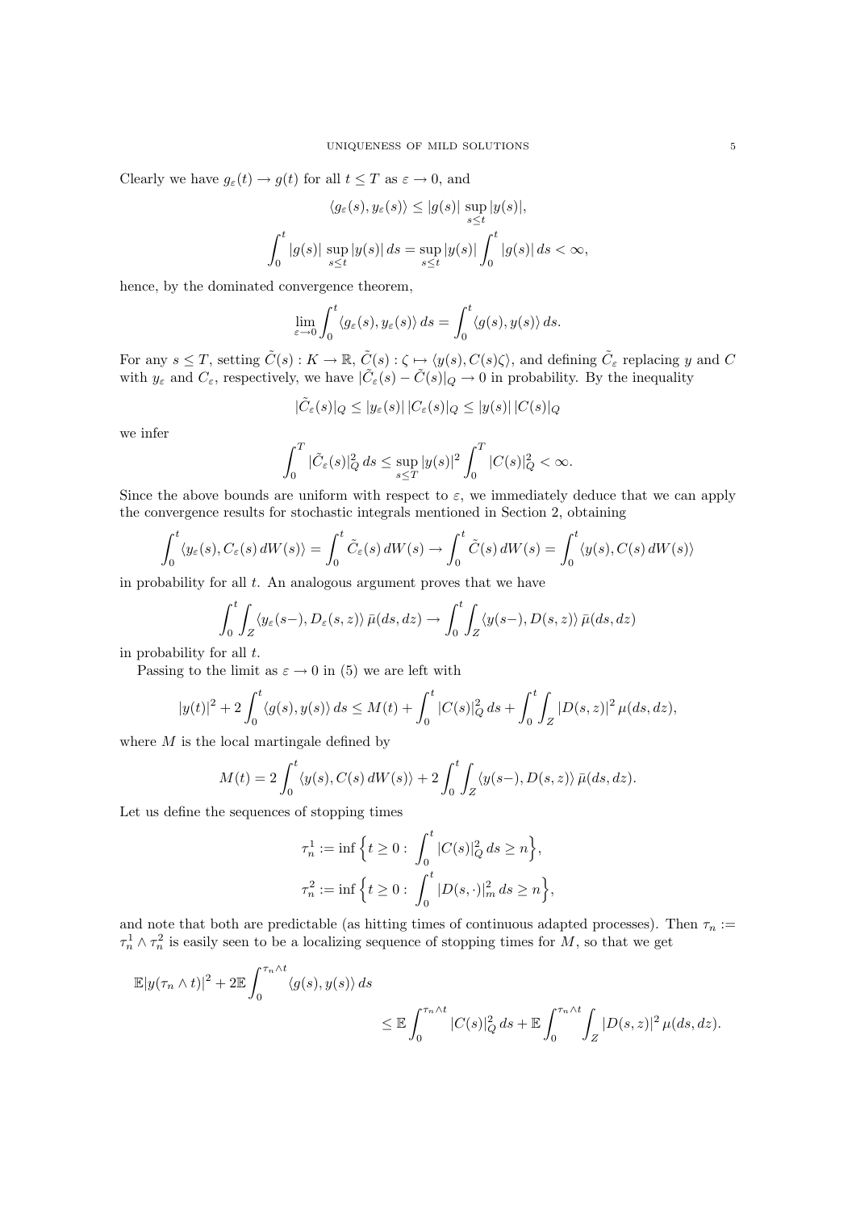Clearly we have $g_\varepsilon(t) \to g(t)$ for all $t \leq T$ as $\varepsilon \to 0$, and

$$\langle g_\varepsilon(s), y_\varepsilon(s) \rangle \leq |g(s)| \sup_{s\leq t} |y(s)|,$$

$$\int_0^t |g(s)| \sup_{s\leq t} |y(s)|\, ds = \sup_{s\leq t} |y(s)| \int_0^t |g(s)|\, ds < \infty,$$

hence, by the dominated convergence theorem,

$$\lim_{\varepsilon\to 0} \int_0^t \langle g_\varepsilon(s), y_\varepsilon(s) \rangle\, ds = \int_0^t \langle g(s), y(s) \rangle\, ds.$$

For any $s \leq T$, setting $\tilde{C}(s) : K \to \mathbb{R}$, $\tilde{C}(s) : \zeta \mapsto \langle y(s), C(s)\zeta \rangle$, and defining $\tilde{C}_\varepsilon$ replacing $y$ and $C$ with $y_\varepsilon$ and $C_\varepsilon$, respectively, we have $|\tilde{C}_\varepsilon(s) - \tilde{C}(s)|_Q \to 0$ in probability. By the inequality

$$|\tilde{C}_\varepsilon(s)|_Q \leq |y_\varepsilon(s)|\, |C_\varepsilon(s)|_Q \leq |y(s)|\, |C(s)|_Q$$

we infer

$$\int_0^T |\tilde{C}_\varepsilon(s)|_Q^2\, ds \leq \sup_{s\leq T} |y(s)|^2 \int_0^T |C(s)|_Q^2\, ds < \infty.$$

Since the above bounds are uniform with respect to $\varepsilon$, we immediately deduce that we can apply the convergence results for stochastic integrals mentioned in Section 2, obtaining

$$\int_0^t \langle y_\varepsilon(s), C_\varepsilon(s)\, dW(s) \rangle = \int_0^t \tilde{C}_\varepsilon(s)\, dW(s) \to \int_0^t \tilde{C}(s)\, dW(s) = \int_0^t \langle y(s), C(s)\, dW(s) \rangle$$

in probability for all $t$. An analogous argument proves that we have

$$\int_0^t \int_Z \langle y_\varepsilon(s-), D_\varepsilon(s,z) \rangle\, \bar{\mu}(ds,dz) \to \int_0^t \int_Z \langle y(s-), D(s,z) \rangle\, \bar{\mu}(ds,dz)$$

in probability for all $t$.

Passing to the limit as $\varepsilon \to 0$ in (5) we are left with

$$|y(t)|^2 + 2\int_0^t \langle g(s), y(s) \rangle\, ds \leq M(t) + \int_0^t |C(s)|_Q^2\, ds + \int_0^t \int_Z |D(s,z)|^2\, \mu(ds,dz),$$

where $M$ is the local martingale defined by

$$M(t) = 2\int_0^t \langle y(s), C(s)\, dW(s) \rangle + 2\int_0^t \int_Z \langle y(s-), D(s,z) \rangle\, \bar{\mu}(ds,dz).$$

Let us define the sequences of stopping times

$$\tau_n^1 := \inf\Big\{ t \geq 0 :\ \int_0^t |C(s)|_Q^2\, ds \geq n \Big\},$$
$$\tau_n^2 := \inf\Big\{ t \geq 0 :\ \int_0^t |D(s,\cdot)|_m^2\, ds \geq n \Big\},$$

and note that both are predictable (as hitting times of continuous adapted processes). Then $\tau_n := \tau_n^1 \wedge \tau_n^2$ is easily seen to be a localizing sequence of stopping times for $M$, so that we get

$$\mathbb{E}|y(\tau_n \wedge t)|^2 + 2\mathbb{E} \int_0^{\tau_n\wedge t} \langle g(s), y(s) \rangle\, ds \leq \mathbb{E} \int_0^{\tau_n\wedge t} |C(s)|_Q^2\, ds + \mathbb{E} \int_0^{\tau_n\wedge t} \int_Z |D(s,z)|^2\, \mu(ds,dz).$$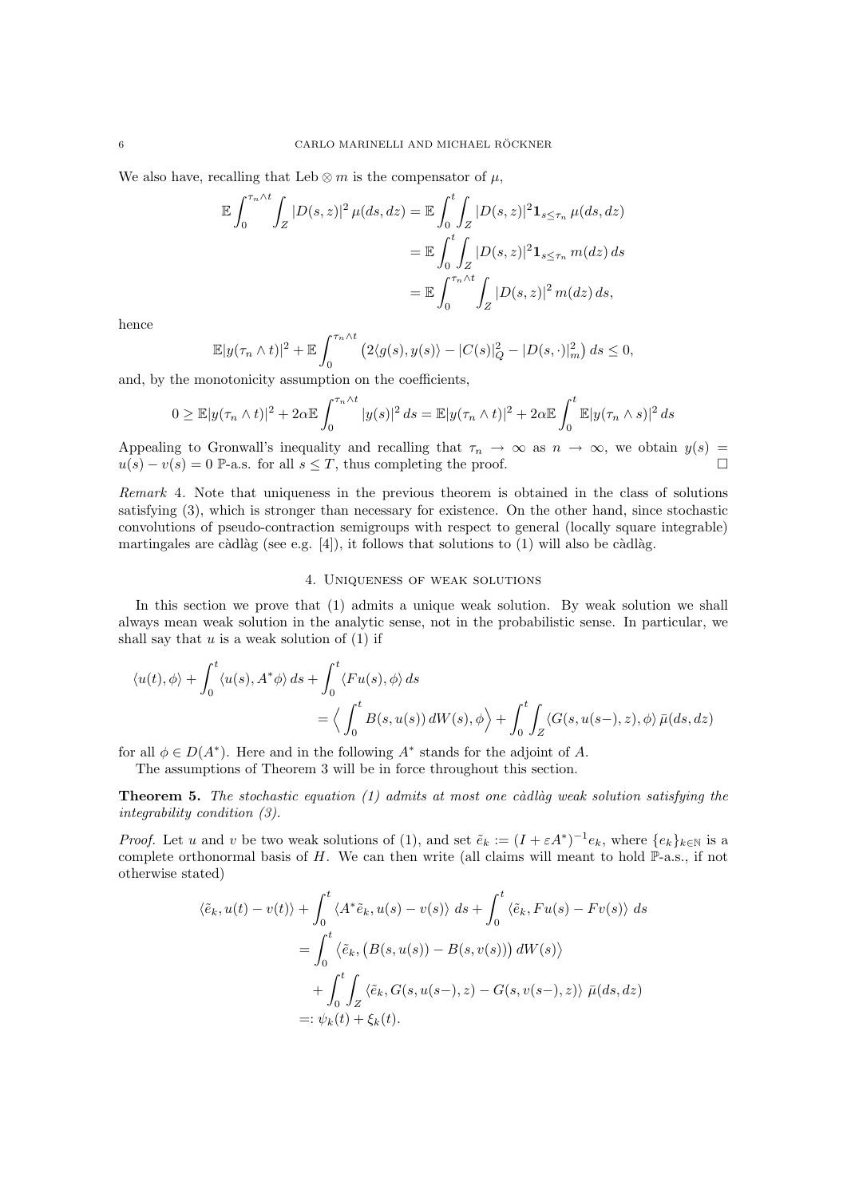We also have, recalling that $\mathrm{Leb} \otimes m$ is the compensator of $\mu$,

$$
\begin{aligned}
\mathbb{E}\int_0^{\tau_n \wedge t}\int_Z |D(s,z)|^2\,\mu(ds,dz) &= \mathbb{E}\int_0^t\int_Z |D(s,z)|^2 \mathbf{1}_{s\leq \tau_n}\,\mu(ds,dz) \\
&= \mathbb{E}\int_0^t\int_Z |D(s,z)|^2 \mathbf{1}_{s\leq \tau_n}\,m(dz)\,ds \\
&= \mathbb{E}\int_0^{\tau_n \wedge t}\int_Z |D(s,z)|^2\,m(dz)\,ds,
\end{aligned}
$$

hence

$$
\mathbb{E}|y(\tau_n \wedge t)|^2 + \mathbb{E}\int_0^{\tau_n \wedge t}\big(2\langle g(s), y(s)\rangle - |C(s)|_Q^2 - |D(s,\cdot)|_m^2\big)\,ds \leq 0,
$$

and, by the monotonicity assumption on the coefficients,

$$
0 \geq \mathbb{E}|y(\tau_n \wedge t)|^2 + 2\alpha \mathbb{E}\int_0^{\tau_n \wedge t} |y(s)|^2\,ds = \mathbb{E}|y(\tau_n \wedge t)|^2 + 2\alpha \mathbb{E}\int_0^t \mathbb{E}|y(\tau_n \wedge s)|^2\,ds
$$

Appealing to Gronwall's inequality and recalling that $\tau_n \to \infty$ as $n \to \infty$, we obtain $y(s) = u(s) - v(s) = 0$ $\mathbb{P}$-a.s. for all $s \leq T$, thus completing the proof. $\square$

*Remark* 4. Note that uniqueness in the previous theorem is obtained in the class of solutions satisfying (3), which is stronger than necessary for existence. On the other hand, since stochastic convolutions of pseudo-contraction semigroups with respect to general (locally square integrable) martingales are càdlàg (see e.g. [4]), it follows that solutions to (1) will also be càdlàg.

## 4. Uniqueness of weak solutions

In this section we prove that (1) admits a unique weak solution. By weak solution we shall always mean weak solution in the analytic sense, not in the probabilistic sense. In particular, we shall say that $u$ is a weak solution of (1) if

$$
\begin{aligned}
\langle u(t), \phi\rangle + \int_0^t \langle u(s), A^*\phi\rangle\,ds + \int_0^t \langle Fu(s), \phi\rangle\,ds \\
= \Big\langle \int_0^t B(s,u(s))\,dW(s), \phi\Big\rangle + \int_0^t\int_Z \langle G(s,u(s-),z),\phi\rangle\,\bar{\mu}(ds,dz)
\end{aligned}
$$

for all $\phi \in D(A^*)$. Here and in the following $A^*$ stands for the adjoint of $A$.

The assumptions of Theorem 3 will be in force throughout this section.

**Theorem 5.** *The stochastic equation (1) admits at most one càdlàg weak solution satisfying the integrability condition (3).*

*Proof.* Let $u$ and $v$ be two weak solutions of (1), and set $\tilde{e}_k := (I + \varepsilon A^*)^{-1} e_k$, where $\{e_k\}_{k\in\mathbb{N}}$ is a complete orthonormal basis of $H$. We can then write (all claims will meant to hold $\mathbb{P}$-a.s., if not otherwise stated)

$$
\begin{aligned}
\langle \tilde{e}_k, u(t) - v(t)\rangle + \int_0^t \langle A^*\tilde{e}_k, u(s) - v(s)\rangle\,ds + \int_0^t \langle \tilde{e}_k, Fu(s) - Fv(s)\rangle\,ds \\
= \int_0^t \big\langle \tilde{e}_k, \big(B(s,u(s)) - B(s,v(s))\big)\,dW(s)\big\rangle \\
+ \int_0^t\int_Z \langle \tilde{e}_k, G(s,u(s-),z) - G(s,v(s-),z)\rangle\,\bar{\mu}(ds,dz) \\
=: \psi_k(t) + \xi_k(t).
\end{aligned}
$$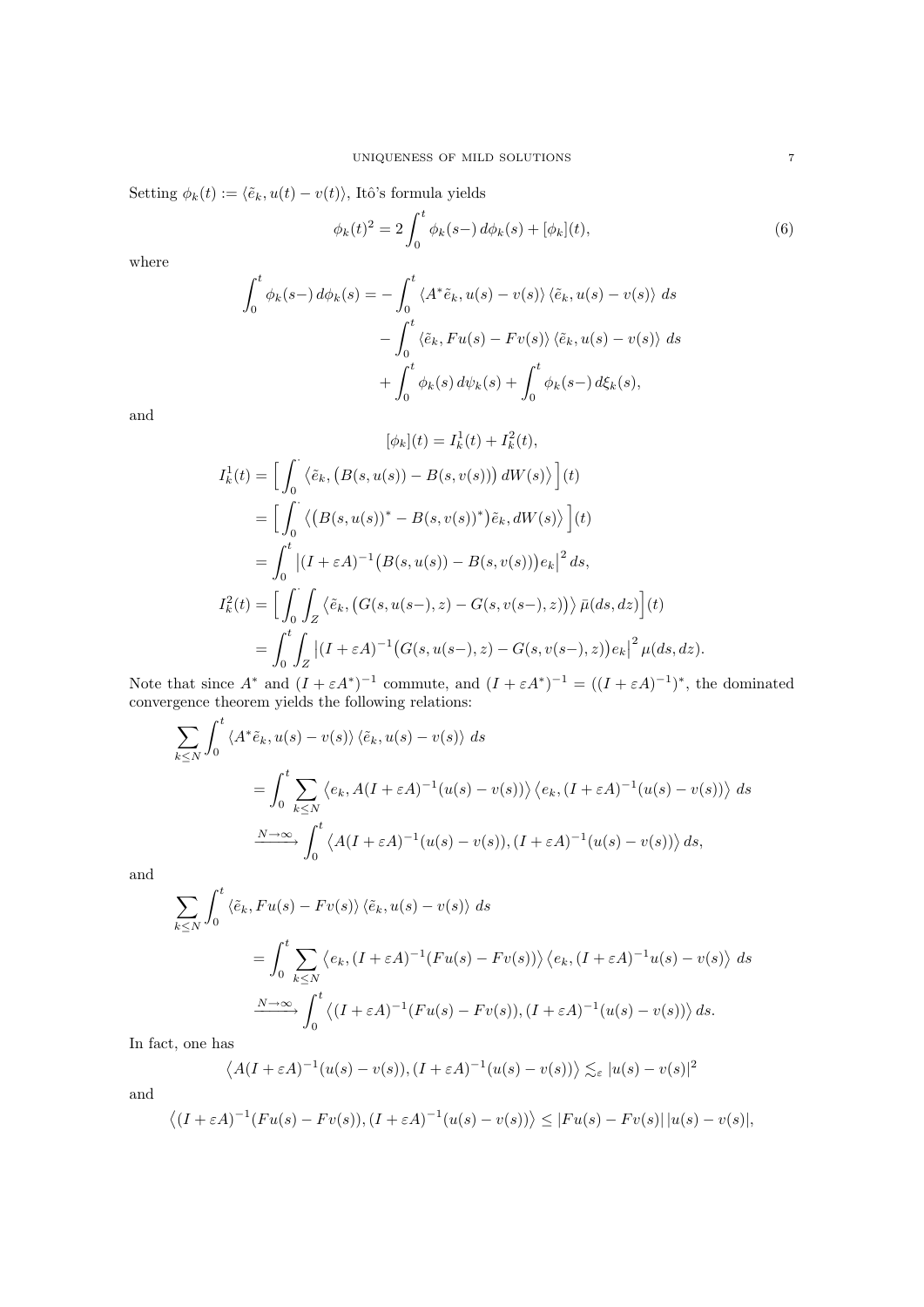Setting $\phi_k(t) := \langle \tilde{e}_k, u(t) - v(t) \rangle$, Itô's formula yields

$$\phi_k(t)^2 = 2 \int_0^t \phi_k(s-)\, d\phi_k(s) + [\phi_k](t), \tag{6}$$

where

$$\begin{aligned}
\int_0^t \phi_k(s-)\, d\phi_k(s) &= -\int_0^t \langle A^* \tilde{e}_k, u(s) - v(s) \rangle \langle \tilde{e}_k, u(s) - v(s) \rangle \, ds \\
&\quad - \int_0^t \langle \tilde{e}_k, Fu(s) - Fv(s) \rangle \langle \tilde{e}_k, u(s) - v(s) \rangle \, ds \\
&\quad + \int_0^t \phi_k(s)\, d\psi_k(s) + \int_0^t \phi_k(s-)\, d\xi_k(s),
\end{aligned}$$

and

$$\begin{aligned}
[\phi_k](t) &= I_k^1(t) + I_k^2(t), \\
I_k^1(t) &= \Big[ \int_0^{\cdot} \big\langle \tilde{e}_k, \big(B(s, u(s)) - B(s, v(s))\big)\, dW(s) \big\rangle \Big](t) \\
&= \Big[ \int_0^{\cdot} \big\langle \big(B(s, u(s))^* - B(s, v(s))^*\big) \tilde{e}_k, dW(s) \big\rangle \Big](t) \\
&= \int_0^t \big| (I + \varepsilon A)^{-1} \big(B(s, u(s)) - B(s, v(s))\big) e_k \big|^2 \, ds, \\
I_k^2(t) &= \Big[ \int_0^{\cdot} \int_Z \big\langle \tilde{e}_k, \big(G(s, u(s-), z) - G(s, v(s-), z)\big) \big\rangle \, \bar{\mu}(ds, dz) \Big](t) \\
&= \int_0^t \int_Z \big| (I + \varepsilon A)^{-1} \big(G(s, u(s-), z) - G(s, v(s-), z)\big) e_k \big|^2 \, \mu(ds, dz).
\end{aligned}$$

Note that since $A^*$ and $(I + \varepsilon A^*)^{-1}$ commute, and $(I + \varepsilon A^*)^{-1} = ((I + \varepsilon A)^{-1})^*$, the dominated convergence theorem yields the following relations:

$$\begin{aligned}
\sum_{k \le N} \int_0^t & \langle A^* \tilde{e}_k, u(s) - v(s) \rangle \langle \tilde{e}_k, u(s) - v(s) \rangle \, ds \\
&= \int_0^t \sum_{k \le N} \big\langle e_k, A(I + \varepsilon A)^{-1}(u(s) - v(s)) \big\rangle \big\langle e_k, (I + \varepsilon A)^{-1}(u(s) - v(s)) \big\rangle \, ds \\
&\xrightarrow{N \to \infty} \int_0^t \big\langle A(I + \varepsilon A)^{-1}(u(s) - v(s)), (I + \varepsilon A)^{-1}(u(s) - v(s)) \big\rangle \, ds,
\end{aligned}$$

and

$$\begin{aligned}
\sum_{k \le N} \int_0^t & \langle \tilde{e}_k, Fu(s) - Fv(s) \rangle \langle \tilde{e}_k, u(s) - v(s) \rangle \, ds \\
&= \int_0^t \sum_{k \le N} \big\langle e_k, (I + \varepsilon A)^{-1}(Fu(s) - Fv(s)) \big\rangle \big\langle e_k, (I + \varepsilon A)^{-1} u(s) - v(s) \big\rangle \, ds \\
&\xrightarrow{N \to \infty} \int_0^t \big\langle (I + \varepsilon A)^{-1}(Fu(s) - Fv(s)), (I + \varepsilon A)^{-1}(u(s) - v(s)) \big\rangle \, ds.
\end{aligned}$$

In fact, one has

$$\big\langle A(I + \varepsilon A)^{-1}(u(s) - v(s)), (I + \varepsilon A)^{-1}(u(s) - v(s)) \big\rangle \lesssim_\varepsilon |u(s) - v(s)|^2$$

and

$$\big\langle (I + \varepsilon A)^{-1}(Fu(s) - Fv(s)), (I + \varepsilon A)^{-1}(u(s) - v(s)) \big\rangle \le |Fu(s) - Fv(s)| \, |u(s) - v(s)|,$$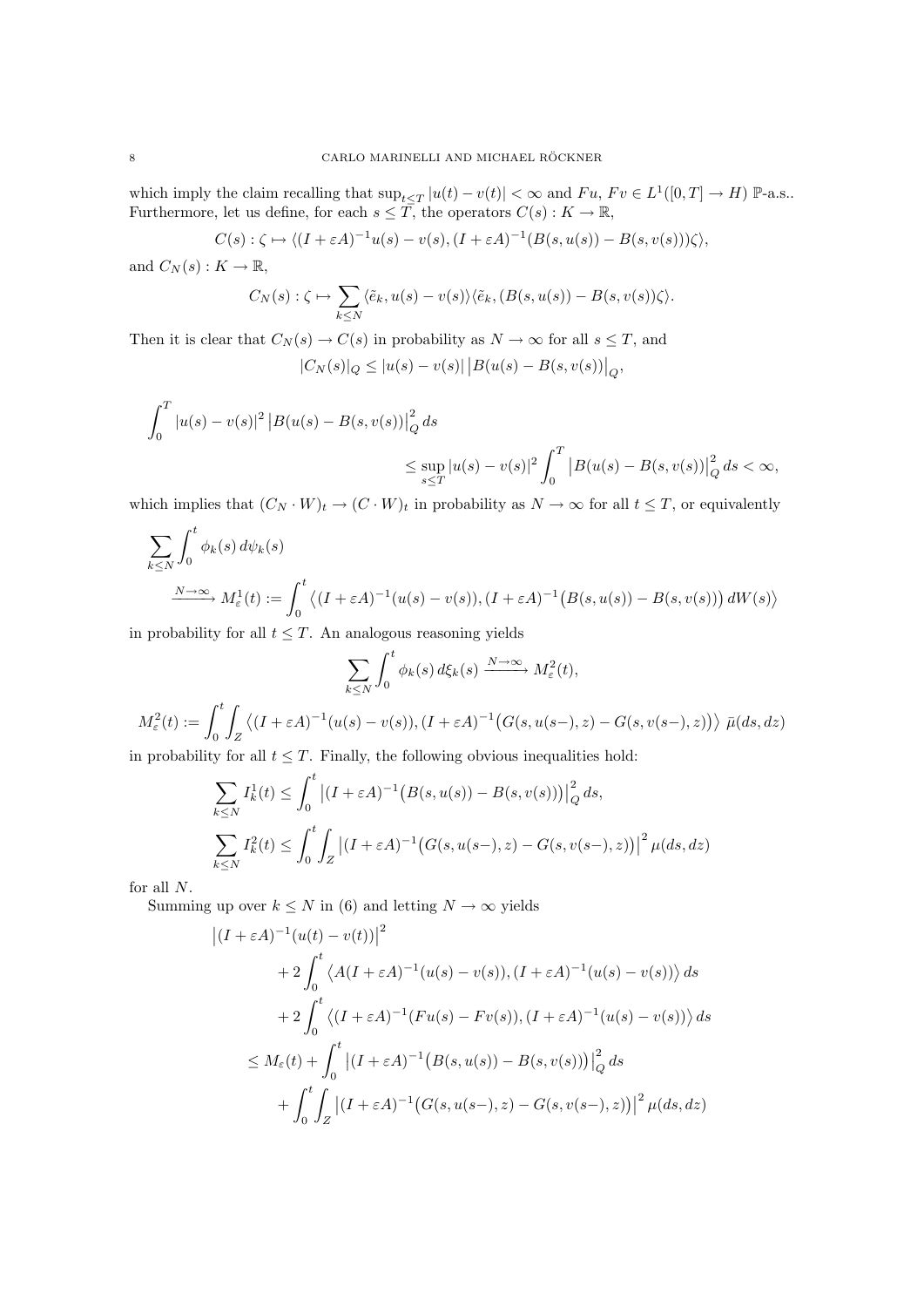which imply the claim recalling that $\sup_{t\leq T}|u(t)-v(t)|<\infty$ and $Fu$, $Fv\in L^1([0,T]\to H)$ $\mathbb{P}$-a.s.. Furthermore, let us define, for each $s\leq T$, the operators $C(s):K\to\mathbb{R}$,

$$C(s):\zeta\mapsto\langle (I+\varepsilon A)^{-1}u(s)-v(s),(I+\varepsilon A)^{-1}(B(s,u(s))-B(s,v(s)))\zeta\rangle,$$

and $C_N(s):K\to\mathbb{R}$,

$$C_N(s):\zeta\mapsto\sum_{k\leq N}\langle\tilde{e}_k,u(s)-v(s)\rangle\langle\tilde{e}_k,(B(s,u(s))-B(s,v(s))\zeta\rangle.$$

Then it is clear that $C_N(s)\to C(s)$ in probability as $N\to\infty$ for all $s\leq T$, and

$$|C_N(s)|_Q\leq|u(s)-v(s)|\,\big|B(u(s))-B(s,v(s))\big|_Q,$$

$$\int_0^T|u(s)-v(s)|^2\big|B(u(s))-B(s,v(s))\big|_Q^2\,ds \leq\sup_{s\leq T}|u(s)-v(s)|^2\int_0^T\big|B(u(s))-B(s,v(s))\big|_Q^2\,ds<\infty,$$

which implies that $(C_N\cdot W)_t\to(C\cdot W)_t$ in probability as $N\to\infty$ for all $t\leq T$, or equivalently

$$\sum_{k\leq N}\int_0^t\phi_k(s)\,d\psi_k(s) \xrightarrow{N\to\infty} M_\varepsilon^1(t):=\int_0^t\big\langle(I+\varepsilon A)^{-1}(u(s)-v(s)),(I+\varepsilon A)^{-1}\big(B(s,u(s))-B(s,v(s))\big)\,dW(s)\big\rangle$$

in probability for all $t\leq T$. An analogous reasoning yields

$$\sum_{k\leq N}\int_0^t\phi_k(s)\,d\xi_k(s)\xrightarrow{N\to\infty}M_\varepsilon^2(t),$$

$$M_\varepsilon^2(t):=\int_0^t\int_Z\big\langle(I+\varepsilon A)^{-1}(u(s)-v(s)),(I+\varepsilon A)^{-1}\big(G(s,u(s-),z)-G(s,v(s-),z)\big)\big\rangle\,\bar{\mu}(ds,dz)$$

in probability for all $t\leq T$. Finally, the following obvious inequalities hold:

$$\sum_{k\leq N}I_k^1(t)\leq\int_0^t\big|(I+\varepsilon A)^{-1}\big(B(s,u(s))-B(s,v(s))\big)\big|_Q^2\,ds,$$

$$\sum_{k\leq N}I_k^2(t)\leq\int_0^t\int_Z\big|(I+\varepsilon A)^{-1}\big(G(s,u(s-),z)-G(s,v(s-),z)\big)\big|^2\,\mu(ds,dz)$$

for all $N$.

Summing up over $k\leq N$ in (6) and letting $N\to\infty$ yields

$$\begin{aligned}
\big|(I+\varepsilon A)^{-1}(u(t)-v(t))\big|^2
&+2\int_0^t\big\langle A(I+\varepsilon A)^{-1}(u(s)-v(s)),(I+\varepsilon A)^{-1}(u(s)-v(s))\big\rangle\,ds\\
&+2\int_0^t\big\langle(I+\varepsilon A)^{-1}(Fu(s)-Fv(s)),(I+\varepsilon A)^{-1}(u(s)-v(s))\big\rangle\,ds\\
\leq M_\varepsilon(t)&+\int_0^t\big|(I+\varepsilon A)^{-1}\big(B(s,u(s))-B(s,v(s))\big)\big|_Q^2\,ds\\
&+\int_0^t\int_Z\big|(I+\varepsilon A)^{-1}\big(G(s,u(s-),z)-G(s,v(s-),z)\big)\big|^2\,\mu(ds,dz)
\end{aligned}$$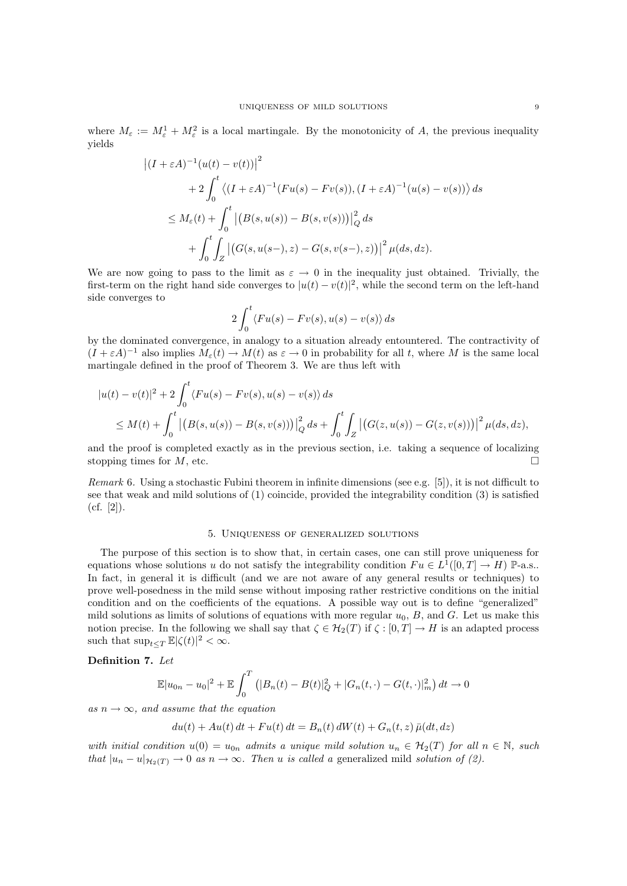where $M_\varepsilon := M_\varepsilon^1 + M_\varepsilon^2$ is a local martingale. By the monotonicity of $A$, the previous inequality yields

$$
\begin{aligned}
&\big|(I+\varepsilon A)^{-1}(u(t)-v(t))\big|^2 \\
&\qquad + 2\int_0^t \big\langle (I+\varepsilon A)^{-1}(Fu(s)-Fv(s)), (I+\varepsilon A)^{-1}(u(s)-v(s))\big\rangle\, ds \\
&\leq M_\varepsilon(t) + \int_0^t \big|\big(B(s,u(s)) - B(s,v(s))\big)\big|_Q^2\, ds \\
&\qquad + \int_0^t\int_Z \big|\big(G(s,u(s-),z) - G(s,v(s-),z)\big)\big|^2\, \mu(ds,dz).
\end{aligned}
$$

We are now going to pass to the limit as $\varepsilon \to 0$ in the inequality just obtained. Trivially, the first-term on the right hand side converges to $|u(t)-v(t)|^2$, while the second term on the left-hand side converges to

$$
2\int_0^t \langle Fu(s)-Fv(s), u(s)-v(s)\rangle\, ds
$$

by the dominated convergence, in analogy to a situation already entountered. The contractivity of $(I+\varepsilon A)^{-1}$ also implies $M_\varepsilon(t) \to M(t)$ as $\varepsilon \to 0$ in probability for all $t$, where $M$ is the same local martingale defined in the proof of Theorem 3. We are thus left with

$$
\begin{aligned}
&|u(t)-v(t)|^2 + 2\int_0^t \langle Fu(s)-Fv(s), u(s)-v(s)\rangle\, ds \\
&\quad\leq M(t) + \int_0^t \big|\big(B(s,u(s)) - B(s,v(s))\big)\big|_Q^2\, ds + \int_0^t\int_Z \big|\big(G(z,u(s)) - G(z,v(s))\big)\big|^2\, \mu(ds,dz),
\end{aligned}
$$

and the proof is completed exactly as in the previous section, i.e. taking a sequence of localizing stopping times for $M$, etc. $\square$

*Remark* 6. Using a stochastic Fubini theorem in infinite dimensions (see e.g. [5]), it is not difficult to see that weak and mild solutions of (1) coincide, provided the integrability condition (3) is satisfied (cf. [2]).

## 5. Uniqueness of generalized solutions

The purpose of this section is to show that, in certain cases, one can still prove uniqueness for equations whose solutions $u$ do not satisfy the integrability condition $Fu \in L^1([0,T] \to H)$ $\mathbb{P}$-a.s.. In fact, in general it is difficult (and we are not aware of any general results or techniques) to prove well-posedness in the mild sense without imposing rather restrictive conditions on the initial condition and on the coefficients of the equations. A possible way out is to define "generalized" mild solutions as limits of solutions of equations with more regular $u_0$, $B$, and $G$. Let us make this notion precise. In the following we shall say that $\zeta \in \mathcal{H}_2(T)$ if $\zeta : [0,T] \to H$ is an adapted process such that $\sup_{t\leq T} \mathbb{E}|\zeta(t)|^2 < \infty$.

**Definition 7.** *Let*

$$
\mathbb{E}|u_{0n} - u_0|^2 + \mathbb{E}\int_0^T \big(|B_n(t) - B(t)|_Q^2 + |G_n(t,\cdot) - G(t,\cdot)|_m^2\big)\, dt \to 0
$$

*as $n \to \infty$, and assume that the equation*

$$
du(t) + Au(t)\, dt + Fu(t)\, dt = B_n(t)\, dW(t) + G_n(t,z)\, \bar\mu(dt,dz)
$$

*with initial condition $u(0) = u_{0n}$ admits a unique mild solution $u_n \in \mathcal{H}_2(T)$ for all $n \in \mathbb{N}$, such that $|u_n - u|_{\mathcal{H}_2(T)} \to 0$ as $n \to \infty$. Then $u$ is called a* generalized mild *solution of (2).*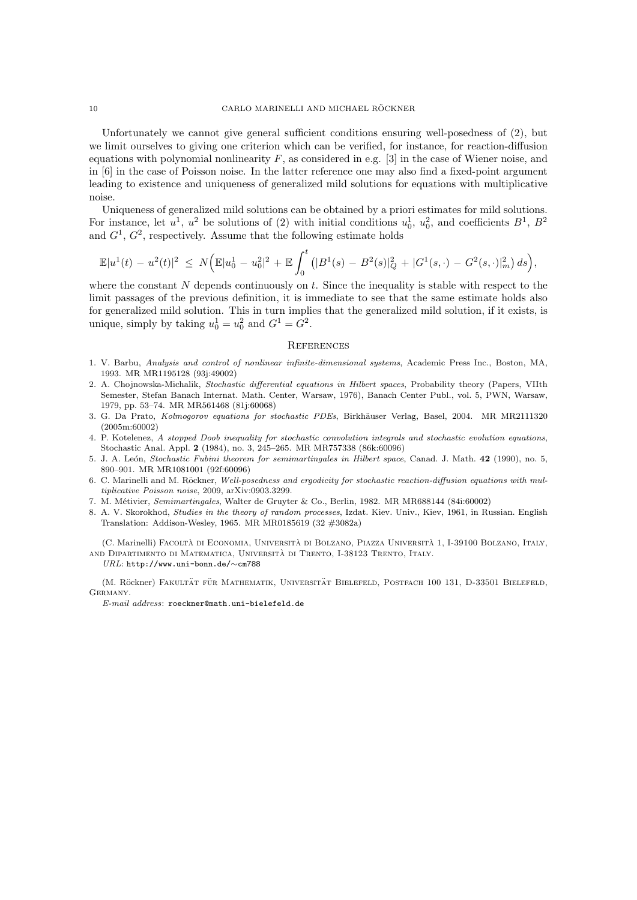Unfortunately we cannot give general sufficient conditions ensuring well-posedness of (2), but we limit ourselves to giving one criterion which can be verified, for instance, for reaction-diffusion equations with polynomial nonlinearity $F$, as considered in e.g. [3] in the case of Wiener noise, and in [6] in the case of Poisson noise. In the latter reference one may also find a fixed-point argument leading to existence and uniqueness of generalized mild solutions for equations with multiplicative noise.

Uniqueness of generalized mild solutions can be obtained by a priori estimates for mild solutions. For instance, let $u^1$, $u^2$ be solutions of (2) with initial conditions $u_0^1$, $u_0^2$, and coefficients $B^1$, $B^2$ and $G^1$, $G^2$, respectively. Assume that the following estimate holds

$$\mathbb{E}|u^1(t) - u^2(t)|^2 \leq N\Big(\mathbb{E}|u_0^1 - u_0^2|^2 + \mathbb{E}\int_0^t \big(|B^1(s) - B^2(s)|_Q^2 + |G^1(s,\cdot) - G^2(s,\cdot)|_m^2\big)\,ds\Big),$$

where the constant $N$ depends continuously on $t$. Since the inequality is stable with respect to the limit passages of the previous definition, it is immediate to see that the same estimate holds also for generalized mild solution. This in turn implies that the generalized mild solution, if it exists, is unique, simply by taking $u_0^1 = u_0^2$ and $G^1 = G^2$.

## References

1. V. Barbu, *Analysis and control of nonlinear infinite-dimensional systems*, Academic Press Inc., Boston, MA, 1993. MR MR1195128 (93j:49002)
2. A. Chojnowska-Michalik, *Stochastic differential equations in Hilbert spaces*, Probability theory (Papers, VIIth Semester, Stefan Banach Internat. Math. Center, Warsaw, 1976), Banach Center Publ., vol. 5, PWN, Warsaw, 1979, pp. 53–74. MR MR561468 (81j:60068)
3. G. Da Prato, *Kolmogorov equations for stochastic PDEs*, Birkhäuser Verlag, Basel, 2004. MR MR2111320 (2005m:60002)
4. P. Kotelenez, *A stopped Doob inequality for stochastic convolution integrals and stochastic evolution equations*, Stochastic Anal. Appl. **2** (1984), no. 3, 245–265. MR MR757338 (86k:60096)
5. J. A. León, *Stochastic Fubini theorem for semimartingales in Hilbert space*, Canad. J. Math. **42** (1990), no. 5, 890–901. MR MR1081001 (92f:60096)
6. C. Marinelli and M. Röckner, *Well-posedness and ergodicity for stochastic reaction-diffusion equations with multiplicative Poisson noise*, 2009, arXiv:0903.3299.
7. M. Métivier, *Semimartingales*, Walter de Gruyter & Co., Berlin, 1982. MR MR688144 (84i:60002)
8. A. V. Skorokhod, *Studies in the theory of random processes*, Izdat. Kiev. Univ., Kiev, 1961, in Russian. English Translation: Addison-Wesley, 1965. MR MR0185619 (32 #3082a)

(C. Marinelli) Facoltà di Economia, Università di Bolzano, Piazza Università 1, I-39100 Bolzano, Italy, and Dipartimento di Matematica, Università di Trento, I-38123 Trento, Italy.

*URL*: http://www.uni-bonn.de/∼cm788

(M. Röckner) Fakultät für Mathematik, Universität Bielefeld, Postfach 100 131, D-33501 Bielefeld, Germany.

*E-mail address*: roeckner@math.uni-bielefeld.de